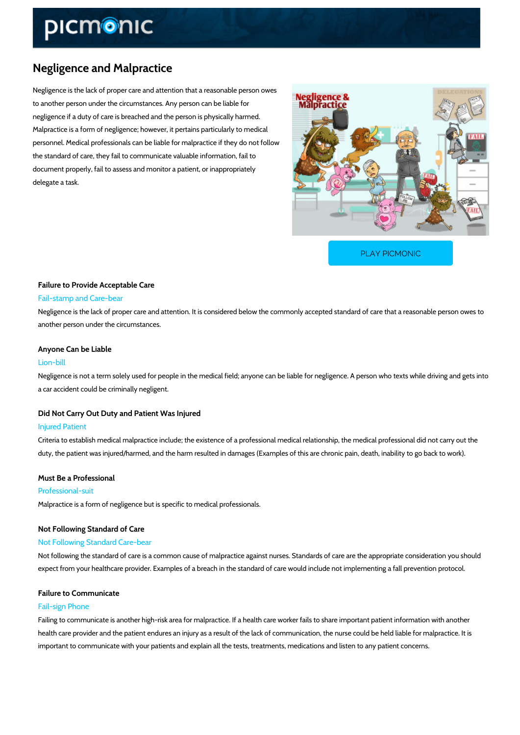# Negligence and Malpractice

Negligence is the lack of proper care and attention that a reasonable person owes to another person under the circumstances. Any person can be liable for negligence if a duty of care is breached and the person is physically harmed. Malpractice is a form of negligence; however, it pertains particularly to medical personnel. Medical professionals can be liable for malpractice if they do not follow the standard of care, they fail to communicate valuable information, fail to document properly, fail to assess and monitor a patient, or inappropriately delegate a task.

PLAY PICMONIC

### Failure to Provide Acceptable Care

Fail-stamp and Care-bear

Negligence is the lack of proper care and attention. It is considered below the commonly accepted standard of care that a reasonable person owes to another person under the circumstances.

### Anyone Can be Liable

Lion-bill

Negligence is not a term solely used for people in the medical field; anyone can be liable for negligence. A person who texts while driving and gets into a car accident could be criminally negligent.

### Did Not Carry Out Duty and Patient Was Injured

Injured Patient

Criteria to establish medical malpractice include; the existence of a professional medical relationship, the medical professional did not carry out the duty, the patient was injured/harmed, and the harm resulted in damages (Examples of this are chronic pain, death, inability to go back to work).

### Must Be a Professional

Professional-suit

Malpractice is a form of negligence but is specific to medical professionals.

### Not Following Standard of Care

Not Following Standard Care-bear

Not following the standard of care is a common cause of malpractice against nurses. Standards of care are the appropriate consideration you should expect from your healthcare provider. Examples of a breach in the standard of care would include not implementing a fall prevention protocol.

### Failure to Communicate

Fail-sign Phone

Failing to communicate is another high-risk area for malpractice. If a health care worker fails to share important patient information with another health care provider and the patient endures an injury as a result of the lack of communication, the nurse could be held liable for malpractice. It is important to communicate with your patients and explain all the tests, treatments, medications and listen to any patient concerns.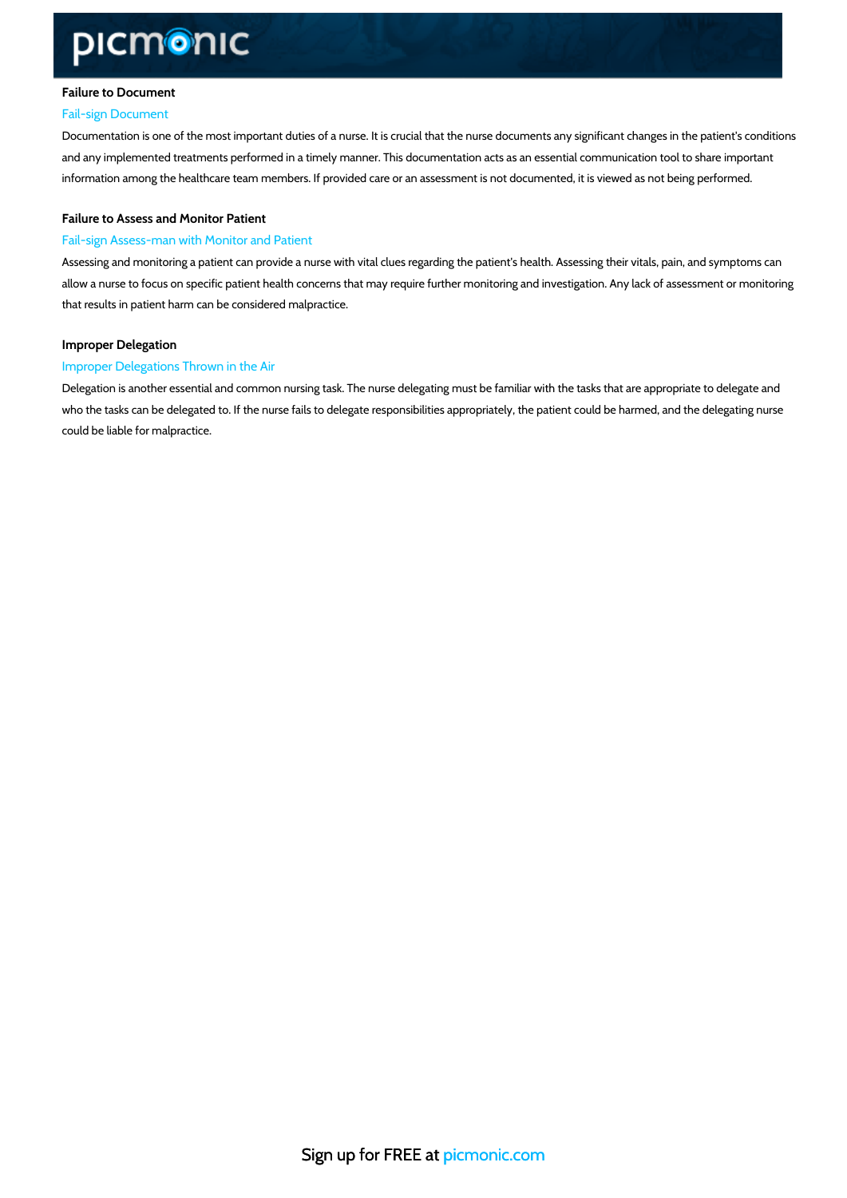### Failure to Document

Fail-sign Document

Documentation is one of the most important duties of a nurse. It is crucial that the nurse documents any significant changes in the patient's conditions and any implemented treatments performed in a timely manner. This documentation acts as an essential communication tool to share important information among the healthcare team members. If provided care or an assessment is not documented, it is viewed as not being performed.

### Failure to Assess and Monitor Patient

Fail-sign Assess-man with Monitor and Patient

Assessing and monitoring a patient can provide a nurse with vital clues regarding the patient's health. Assessing their vitals, pain, and symptoms can allow a nurse to focus on specific patient health concerns that may require further monitoring and investigation. Any lack of assessment or monitoring that results in patient harm can be considered malpractice.

### Improper Delegation

Improper Delegations Thrown in the Air

Delegation is another essential and common nursing task. The nurse delegating must be familiar with the tasks that are appropriate to delegate and who the tasks can be delegated to. If the nurse fails to delegate responsibilities appropriately, the patient could be harmed, and the delegating nurse could be liable for malpractice.